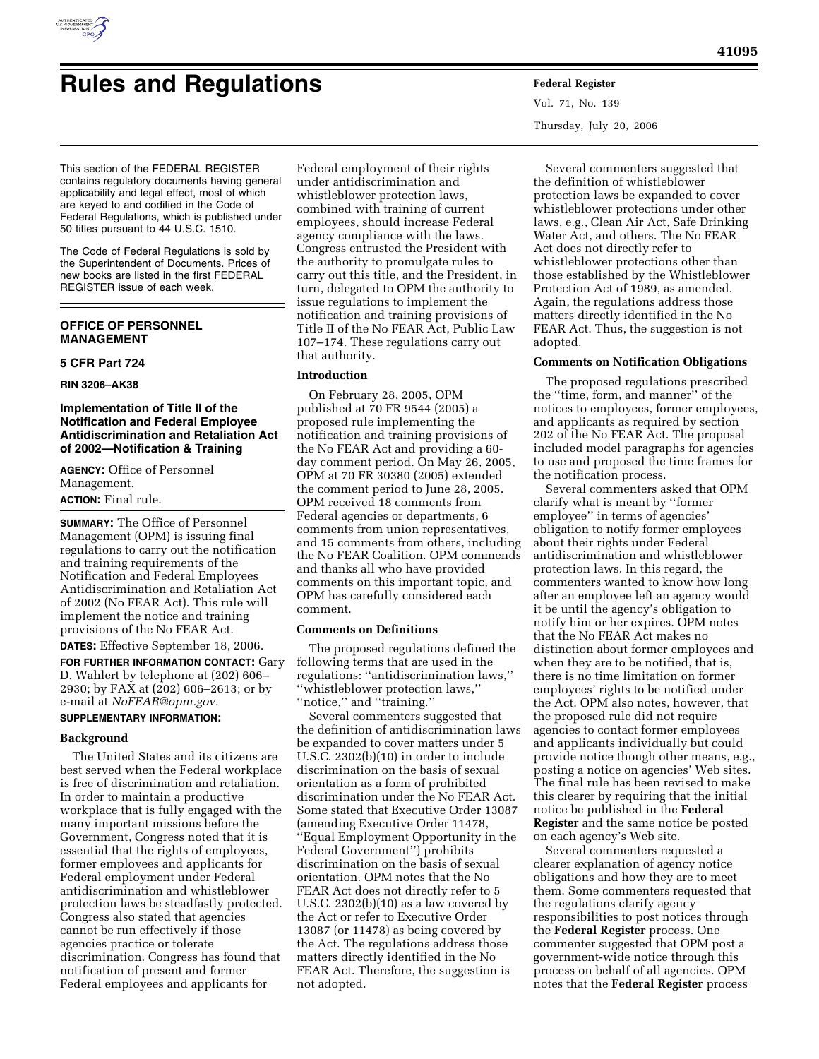# Rules and Regulations

This section of the FEDERAL REGISTER contains regulatory documents having general applicability and legal effect, most of which are keyed to and codified in the Code of Federal Regulations, which is published under 50 titles pursuant to 44 U.S.C. 1510.

The Code of Federal Regulations is sold by the Superintendent of Documents. Prices of new books are listed in the first FEDERAL REGISTER issue of each week.

## OFFICE OF PERSONNEL MANAGEMENT

### 5 CFR Part 724

**RIN 3206–AK38**

### Implementation of Title II of the Notification and Federal Employee Antidiscrimination and Retaliation Act of 2002—Notification & Training

**AGENCY:** Office of Personnel Management.

**ACTION:** Final rule.

**SUMMARY:** The Office of Personnel Management (OPM) is issuing final regulations to carry out the notification and training requirements of the Notification and Federal Employees Antidiscrimination and Retaliation Act of 2002 (No FEAR Act). This rule will implement the notice and training provisions of the No FEAR Act.

**DATES:** Effective September 18, 2006.

**FOR FURTHER INFORMATION CONTACT:** Gary D. Wahlert by telephone at (202) 606–2930; by FAX at (202) 606–2613; or by e-mail at *NoFEAR@opm.gov.*

**SUPPLEMENTARY INFORMATION:**

**Background**

The United States and its citizens are best served when the Federal workplace is free of discrimination and retaliation. In order to maintain a productive workplace that is fully engaged with the many important missions before the Government, Congress noted that it is essential that the rights of employees, former employees and applicants for Federal employment under Federal antidiscrimination and whistleblower protection laws be steadfastly protected. Congress also stated that agencies cannot be run effectively if those agencies practice or tolerate discrimination. Congress has found that notification of present and former Federal employees and applicants for Federal employment of their rights under antidiscrimination and whistleblower protection laws, combined with training of current employees, should increase Federal agency compliance with the laws. Congress entrusted the President with the authority to promulgate rules to carry out this title, and the President, in turn, delegated to OPM the authority to issue regulations to implement the notification and training provisions of Title II of the No FEAR Act, Public Law 107–174. These regulations carry out that authority.

**Introduction**

On February 28, 2005, OPM published at 70 FR 9544 (2005) a proposed rule implementing the notification and training provisions of the No FEAR Act and providing a 60-day comment period. On May 26, 2005, OPM at 70 FR 30380 (2005) extended the comment period to June 28, 2005. OPM received 18 comments from Federal agencies or departments, 6 comments from union representatives, and 15 comments from others, including the No FEAR Coalition. OPM commends and thanks all who have provided comments on this important topic, and OPM has carefully considered each comment.

**Comments on Definitions**

The proposed regulations defined the following terms that are used in the regulations: ''antidiscrimination laws,'' ''whistleblower protection laws,'' ''notice,'' and ''training.''

Several commenters suggested that the definition of antidiscrimination laws be expanded to cover matters under 5 U.S.C. 2302(b)(10) in order to include discrimination on the basis of sexual orientation as a form of prohibited discrimination under the No FEAR Act. Some stated that Executive Order 13087 (amending Executive Order 11478, ''Equal Employment Opportunity in the Federal Government'') prohibits discrimination on the basis of sexual orientation. OPM notes that the No FEAR Act does not directly refer to 5 U.S.C. 2302(b)(10) as a law covered by the Act or refer to Executive Order 13087 (or 11478) as being covered by the Act. The regulations address those matters directly identified in the No FEAR Act. Therefore, the suggestion is not adopted.

Several commenters suggested that the definition of whistleblower protection laws be expanded to cover whistleblower protections under other laws, e.g., Clean Air Act, Safe Drinking Water Act, and others. The No FEAR Act does not directly refer to whistleblower protections other than those established by the Whistleblower Protection Act of 1989, as amended. Again, the regulations address those matters directly identified in the No FEAR Act. Thus, the suggestion is not adopted.

**Comments on Notification Obligations**

The proposed regulations prescribed the ''time, form, and manner'' of the notices to employees, former employees, and applicants as required by section 202 of the No FEAR Act. The proposal included model paragraphs for agencies to use and proposed the time frames for the notification process.

Several commenters asked that OPM clarify what is meant by ''former employee'' in terms of agencies' obligation to notify former employees about their rights under Federal antidiscrimination and whistleblower protection laws. In this regard, the commenters wanted to know how long after an employee left an agency would it be until the agency's obligation to notify him or her expires. OPM notes that the No FEAR Act makes no distinction about former employees and when they are to be notified, that is, there is no time limitation on former employees' rights to be notified under the Act. OPM also notes, however, that the proposed rule did not require agencies to contact former employees and applicants individually but could provide notice though other means, e.g., posting a notice on agencies' Web sites. The final rule has been revised to make this clearer by requiring that the initial notice be published in the **Federal Register** and the same notice be posted on each agency's Web site.

Several commenters requested a clearer explanation of agency notice obligations and how they are to meet them. Some commenters requested that the regulations clarify agency responsibilities to post notices through the **Federal Register** process. One commenter suggested that OPM post a government-wide notice through this process on behalf of all agencies. OPM notes that the **Federal Register** process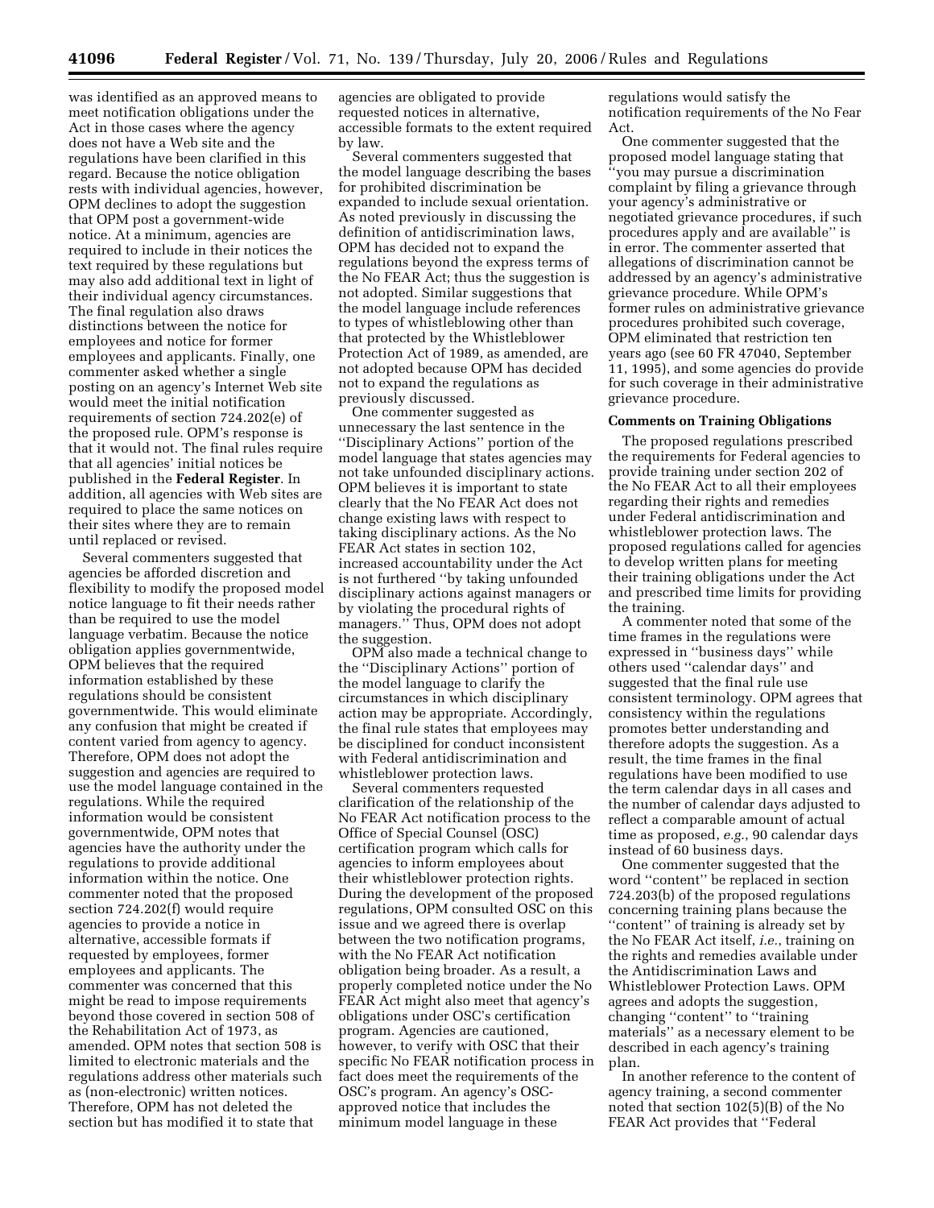was identified as an approved means to meet notification obligations under the Act in those cases where the agency does not have a Web site and the regulations have been clarified in this regard. Because the notice obligation rests with individual agencies, however, OPM declines to adopt the suggestion that OPM post a government-wide notice. At a minimum, agencies are required to include in their notices the text required by these regulations but may also add additional text in light of their individual agency circumstances. The final regulation also draws distinctions between the notice for employees and notice for former employees and applicants. Finally, one commenter asked whether a single posting on an agency's Internet Web site would meet the initial notification requirements of section 724.202(e) of the proposed rule. OPM's response is that it would not. The final rules require that all agencies' initial notices be published in the **Federal Register**. In addition, all agencies with Web sites are required to place the same notices on their sites where they are to remain until replaced or revised.

Several commenters suggested that agencies be afforded discretion and flexibility to modify the proposed model notice language to fit their needs rather than be required to use the model language verbatim. Because the notice obligation applies governmentwide, OPM believes that the required information established by these regulations should be consistent governmentwide. This would eliminate any confusion that might be created if content varied from agency to agency. Therefore, OPM does not adopt the suggestion and agencies are required to use the model language contained in the regulations. While the required information would be consistent governmentwide, OPM notes that agencies have the authority under the regulations to provide additional information within the notice. One commenter noted that the proposed section 724.202(f) would require agencies to provide a notice in alternative, accessible formats if requested by employees, former employees and applicants. The commenter was concerned that this might be read to impose requirements beyond those covered in section 508 of the Rehabilitation Act of 1973, as amended. OPM notes that section 508 is limited to electronic materials and the regulations address other materials such as (non-electronic) written notices. Therefore, OPM has not deleted the section but has modified it to state that agencies are obligated to provide requested notices in alternative, accessible formats to the extent required by law.

Several commenters suggested that the model language describing the bases for prohibited discrimination be expanded to include sexual orientation. As noted previously in discussing the definition of antidiscrimination laws, OPM has decided not to expand the regulations beyond the express terms of the No FEAR Act; thus the suggestion is not adopted. Similar suggestions that the model language include references to types of whistleblowing other than that protected by the Whistleblower Protection Act of 1989, as amended, are not adopted because OPM has decided not to expand the regulations as previously discussed.

One commenter suggested as unnecessary the last sentence in the ''Disciplinary Actions'' portion of the model language that states agencies may not take unfounded disciplinary actions. OPM believes it is important to state clearly that the No FEAR Act does not change existing laws with respect to taking disciplinary actions. As the No FEAR Act states in section 102, increased accountability under the Act is not furthered ''by taking unfounded disciplinary actions against managers or by violating the procedural rights of managers.'' Thus, OPM does not adopt the suggestion.

OPM also made a technical change to the ''Disciplinary Actions'' portion of the model language to clarify the circumstances in which disciplinary action may be appropriate. Accordingly, the final rule states that employees may be disciplined for conduct inconsistent with Federal antidiscrimination and whistleblower protection laws.

Several commenters requested clarification of the relationship of the No FEAR Act notification process to the Office of Special Counsel (OSC) certification program which calls for agencies to inform employees about their whistleblower protection rights. During the development of the proposed regulations, OPM consulted OSC on this issue and we agreed there is overlap between the two notification programs, with the No FEAR Act notification obligation being broader. As a result, a properly completed notice under the No FEAR Act might also meet that agency's obligations under OSC's certification program. Agencies are cautioned, however, to verify with OSC that their specific No FEAR notification process in fact does meet the requirements of the OSC's program. An agency's OSC-approved notice that includes the minimum model language in these regulations would satisfy the notification requirements of the No Fear Act.

One commenter suggested that the proposed model language stating that ''you may pursue a discrimination complaint by filing a grievance through your agency's administrative or negotiated grievance procedures, if such procedures apply and are available'' is in error. The commenter asserted that allegations of discrimination cannot be addressed by an agency's administrative grievance procedure. While OPM's former rules on administrative grievance procedures prohibited such coverage, OPM eliminated that restriction ten years ago (see 60 FR 47040, September 11, 1995), and some agencies do provide for such coverage in their administrative grievance procedure.

**Comments on Training Obligations**

The proposed regulations prescribed the requirements for Federal agencies to provide training under section 202 of the No FEAR Act to all their employees regarding their rights and remedies under Federal antidiscrimination and whistleblower protection laws. The proposed regulations called for agencies to develop written plans for meeting their training obligations under the Act and prescribed time limits for providing the training.

A commenter noted that some of the time frames in the regulations were expressed in ''business days'' while others used ''calendar days'' and suggested that the final rule use consistent terminology. OPM agrees that consistency within the regulations promotes better understanding and therefore adopts the suggestion. As a result, the time frames in the final regulations have been modified to use the term calendar days in all cases and the number of calendar days adjusted to reflect a comparable amount of actual time as proposed, *e.g.*, 90 calendar days instead of 60 business days.

One commenter suggested that the word ''content'' be replaced in section 724.203(b) of the proposed regulations concerning training plans because the ''content'' of training is already set by the No FEAR Act itself, *i.e.*, training on the rights and remedies available under the Antidiscrimination Laws and Whistleblower Protection Laws. OPM agrees and adopts the suggestion, changing ''content'' to ''training materials'' as a necessary element to be described in each agency's training plan.

In another reference to the content of agency training, a second commenter noted that section 102(5)(B) of the No FEAR Act provides that ''Federal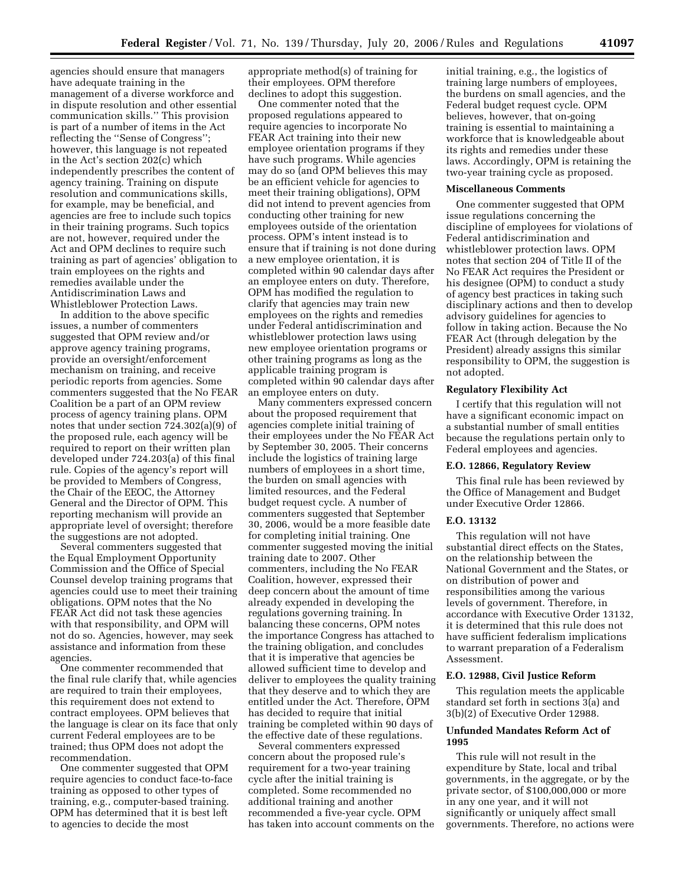agencies should ensure that managers have adequate training in the management of a diverse workforce and in dispute resolution and other essential communication skills.'' This provision is part of a number of items in the Act reflecting the ''Sense of Congress''; however, this language is not repeated in the Act's section 202(c) which independently prescribes the content of agency training. Training on dispute resolution and communications skills, for example, may be beneficial, and agencies are free to include such topics in their training programs. Such topics are not, however, required under the Act and OPM declines to require such training as part of agencies' obligation to train employees on the rights and remedies available under the Antidiscrimination Laws and Whistleblower Protection Laws.

In addition to the above specific issues, a number of commenters suggested that OPM review and/or approve agency training programs, provide an oversight/enforcement mechanism on training, and receive periodic reports from agencies. Some commenters suggested that the No FEAR Coalition be a part of an OPM review process of agency training plans. OPM notes that under section 724.302(a)(9) of the proposed rule, each agency will be required to report on their written plan developed under 724.203(a) of this final rule. Copies of the agency's report will be provided to Members of Congress, the Chair of the EEOC, the Attorney General and the Director of OPM. This reporting mechanism will provide an appropriate level of oversight; therefore the suggestions are not adopted.

Several commenters suggested that the Equal Employment Opportunity Commission and the Office of Special Counsel develop training programs that agencies could use to meet their training obligations. OPM notes that the No FEAR Act did not task these agencies with that responsibility, and OPM will not do so. Agencies, however, may seek assistance and information from these agencies.

One commenter recommended that the final rule clarify that, while agencies are required to train their employees, this requirement does not extend to contract employees. OPM believes that the language is clear on its face that only current Federal employees are to be trained; thus OPM does not adopt the recommendation.

One commenter suggested that OPM require agencies to conduct face-to-face training as opposed to other types of training, e.g., computer-based training. OPM has determined that it is best left to agencies to decide the most appropriate method(s) of training for their employees. OPM therefore declines to adopt this suggestion.

One commenter noted that the proposed regulations appeared to require agencies to incorporate No FEAR Act training into their new employee orientation programs if they have such programs. While agencies may do so (and OPM believes this may be an efficient vehicle for agencies to meet their training obligations), OPM did not intend to prevent agencies from conducting other training for new employees outside of the orientation process. OPM's intent instead is to ensure that if training is not done during a new employee orientation, it is completed within 90 calendar days after an employee enters on duty. Therefore, OPM has modified the regulation to clarify that agencies may train new employees on the rights and remedies under Federal antidiscrimination and whistleblower protection laws using new employee orientation programs or other training programs as long as the applicable training program is completed within 90 calendar days after an employee enters on duty.

Many commenters expressed concern about the proposed requirement that agencies complete initial training of their employees under the No FEAR Act by September 30, 2005. Their concerns include the logistics of training large numbers of employees in a short time, the burden on small agencies with limited resources, and the Federal budget request cycle. A number of commenters suggested that September 30, 2006, would be a more feasible date for completing initial training. One commenter suggested moving the initial training date to 2007. Other commenters, including the No FEAR Coalition, however, expressed their deep concern about the amount of time already expended in developing the regulations governing training. In balancing these concerns, OPM notes the importance Congress has attached to the training obligation, and concludes that it is imperative that agencies be allowed sufficient time to develop and deliver to employees the quality training that they deserve and to which they are entitled under the Act. Therefore, OPM has decided to require that initial training be completed within 90 days of the effective date of these regulations.

Several commenters expressed concern about the proposed rule's requirement for a two-year training cycle after the initial training is completed. Some recommended no additional training and another recommended a five-year cycle. OPM has taken into account comments on the initial training, e.g., the logistics of training large numbers of employees, the burdens on small agencies, and the Federal budget request cycle. OPM believes, however, that on-going training is essential to maintaining a workforce that is knowledgeable about its rights and remedies under these laws. Accordingly, OPM is retaining the two-year training cycle as proposed.

**Miscellaneous Comments**

One commenter suggested that OPM issue regulations concerning the discipline of employees for violations of Federal antidiscrimination and whistleblower protection laws. OPM notes that section 204 of Title II of the No FEAR Act requires the President or his designee (OPM) to conduct a study of agency best practices in taking such disciplinary actions and then to develop advisory guidelines for agencies to follow in taking action. Because the No FEAR Act (through delegation by the President) already assigns this similar responsibility to OPM, the suggestion is not adopted.

**Regulatory Flexibility Act**

I certify that this regulation will not have a significant economic impact on a substantial number of small entities because the regulations pertain only to Federal employees and agencies.

**E.O. 12866, Regulatory Review**

This final rule has been reviewed by the Office of Management and Budget under Executive Order 12866.

**E.O. 13132**

This regulation will not have substantial direct effects on the States, on the relationship between the National Government and the States, or on distribution of power and responsibilities among the various levels of government. Therefore, in accordance with Executive Order 13132, it is determined that this rule does not have sufficient federalism implications to warrant preparation of a Federalism Assessment.

**E.O. 12988, Civil Justice Reform**

This regulation meets the applicable standard set forth in sections 3(a) and 3(b)(2) of Executive Order 12988.

**Unfunded Mandates Reform Act of 1995**

This rule will not result in the expenditure by State, local and tribal governments, in the aggregate, or by the private sector, of $100,000,000 or more in any one year, and it will not significantly or uniquely affect small governments. Therefore, no actions were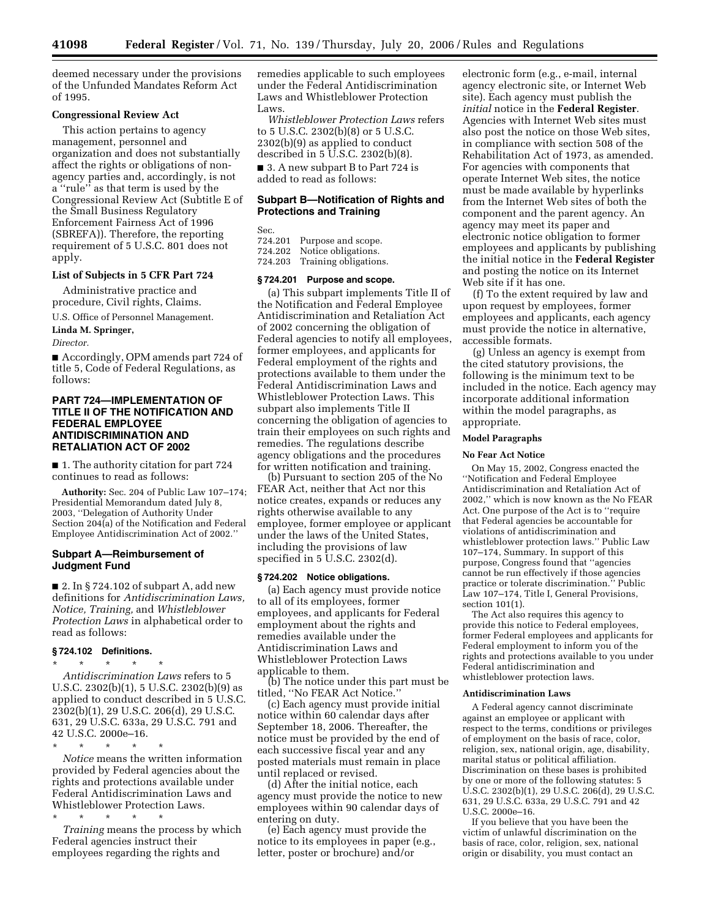deemed necessary under the provisions of the Unfunded Mandates Reform Act of 1995.

**Congressional Review Act**

This action pertains to agency management, personnel and organization and does not substantially affect the rights or obligations of non-agency parties and, accordingly, is not a ''rule'' as that term is used by the Congressional Review Act (Subtitle E of the Small Business Regulatory Enforcement Fairness Act of 1996 (SBREFA)). Therefore, the reporting requirement of 5 U.S.C. 801 does not apply.

**List of Subjects in 5 CFR Part 724**

Administrative practice and procedure, Civil rights, Claims.

U.S. Office of Personnel Management.

**Linda M. Springer,**

*Director.*

■ Accordingly, OPM amends part 724 of title 5, Code of Federal Regulations, as follows:

## PART 724—IMPLEMENTATION OF TITLE II OF THE NOTIFICATION AND FEDERAL EMPLOYEE ANTIDISCRIMINATION AND RETALIATION ACT OF 2002

■ 1. The authority citation for part 724 continues to read as follows:

**Authority:** Sec. 204 of Public Law 107–174; Presidential Memorandum dated July 8, 2003, ''Delegation of Authority Under Section 204(a) of the Notification and Federal Employee Antidiscrimination Act of 2002.''

### Subpart A—Reimbursement of Judgment Fund

■ 2. In § 724.102 of subpart A, add new definitions for *Antidiscrimination Laws, Notice, Training,* and *Whistleblower Protection Laws* in alphabetical order to read as follows:

#### § 724.102 Definitions.

\* \* \* \* \*

*Antidiscrimination Laws* refers to 5 U.S.C. 2302(b)(1), 5 U.S.C. 2302(b)(9) as applied to conduct described in 5 U.S.C. 2302(b)(1), 29 U.S.C. 206(d), 29 U.S.C. 631, 29 U.S.C. 633a, 29 U.S.C. 791 and 42 U.S.C. 2000e–16.

\* \* \* \* \*

*Notice* means the written information provided by Federal agencies about the rights and protections available under Federal Antidiscrimination Laws and Whistleblower Protection Laws.

\* \* \* \* \*

*Training* means the process by which Federal agencies instruct their employees regarding the rights and remedies applicable to such employees under the Federal Antidiscrimination Laws and Whistleblower Protection Laws.

*Whistleblower Protection Laws* refers to 5 U.S.C. 2302(b)(8) or 5 U.S.C. 2302(b)(9) as applied to conduct described in 5 U.S.C. 2302(b)(8).

■ 3. A new subpart B to Part 724 is added to read as follows:

### Subpart B—Notification of Rights and Protections and Training

Sec.
724.201 Purpose and scope.
724.202 Notice obligations.
724.203 Training obligations.

#### § 724.201 Purpose and scope.

(a) This subpart implements Title II of the Notification and Federal Employee Antidiscrimination and Retaliation Act of 2002 concerning the obligation of Federal agencies to notify all employees, former employees, and applicants for Federal employment of the rights and protections available to them under the Federal Antidiscrimination Laws and Whistleblower Protection Laws. This subpart also implements Title II concerning the obligation of agencies to train their employees on such rights and remedies. The regulations describe agency obligations and the procedures for written notification and training.

(b) Pursuant to section 205 of the No FEAR Act, neither that Act nor this notice creates, expands or reduces any rights otherwise available to any employee, former employee or applicant under the laws of the United States, including the provisions of law specified in 5 U.S.C. 2302(d).

#### § 724.202 Notice obligations.

(a) Each agency must provide notice to all of its employees, former employees, and applicants for Federal employment about the rights and remedies available under the Antidiscrimination Laws and Whistleblower Protection Laws applicable to them.

(b) The notice under this part must be titled, ''No FEAR Act Notice.''

(c) Each agency must provide initial notice within 60 calendar days after September 18, 2006. Thereafter, the notice must be provided by the end of each successive fiscal year and any posted materials must remain in place until replaced or revised.

(d) After the initial notice, each agency must provide the notice to new employees within 90 calendar days of entering on duty.

(e) Each agency must provide the notice to its employees in paper (e.g., letter, poster or brochure) and/or electronic form (e.g., e-mail, internal agency electronic site, or Internet Web site). Each agency must publish the *initial* notice in the **Federal Register**. Agencies with Internet Web sites must also post the notice on those Web sites, in compliance with section 508 of the Rehabilitation Act of 1973, as amended. For agencies with components that operate Internet Web sites, the notice must be made available by hyperlinks from the Internet Web sites of both the component and the parent agency. An agency may meet its paper and electronic notice obligation to former employees and applicants by publishing the initial notice in the **Federal Register** and posting the notice on its Internet Web site if it has one.

(f) To the extent required by law and upon request by employees, former employees and applicants, each agency must provide the notice in alternative, accessible formats.

(g) Unless an agency is exempt from the cited statutory provisions, the following is the minimum text to be included in the notice. Each agency may incorporate additional information within the model paragraphs, as appropriate.

**Model Paragraphs**

**No Fear Act Notice**

On May 15, 2002, Congress enacted the ''Notification and Federal Employee Antidiscrimination and Retaliation Act of 2002,'' which is now known as the No FEAR Act. One purpose of the Act is to ''require that Federal agencies be accountable for violations of antidiscrimination and whistleblower protection laws.'' Public Law 107–174, Summary. In support of this purpose, Congress found that ''agencies cannot be run effectively if those agencies practice or tolerate discrimination.'' Public Law 107–174, Title I, General Provisions, section 101(1).

The Act also requires this agency to provide this notice to Federal employees, former Federal employees and applicants for Federal employment to inform you of the rights and protections available to you under Federal antidiscrimination and whistleblower protection laws.

**Antidiscrimination Laws**

A Federal agency cannot discriminate against an employee or applicant with respect to the terms, conditions or privileges of employment on the basis of race, color, religion, sex, national origin, age, disability, marital status or political affiliation. Discrimination on these bases is prohibited by one or more of the following statutes: 5 U.S.C. 2302(b)(1), 29 U.S.C. 206(d), 29 U.S.C. 631, 29 U.S.C. 633a, 29 U.S.C. 791 and 42 U.S.C. 2000e–16.

If you believe that you have been the victim of unlawful discrimination on the basis of race, color, religion, sex, national origin or disability, you must contact an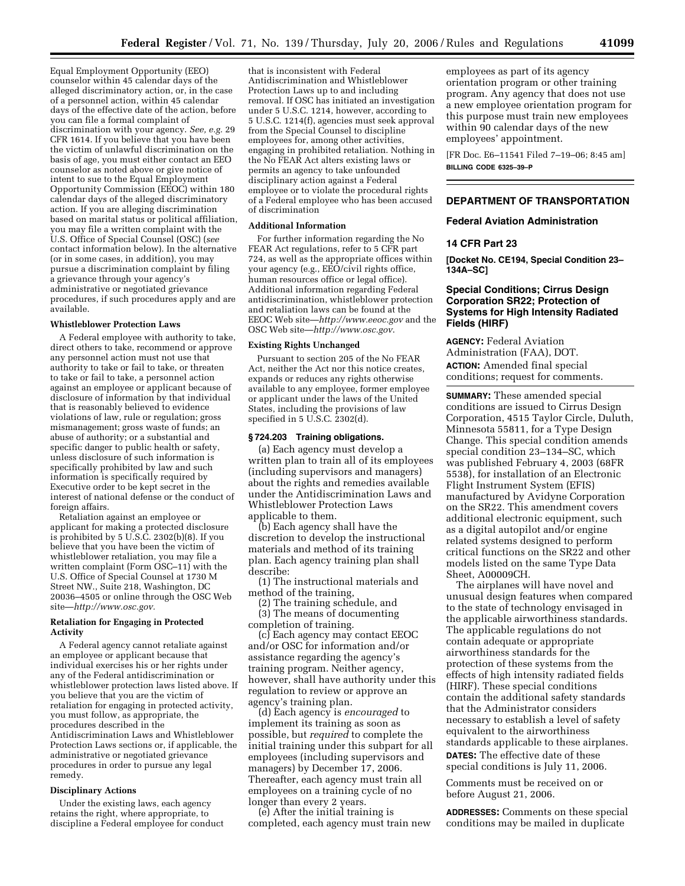Equal Employment Opportunity (EEO) counselor within 45 calendar days of the alleged discriminatory action, or, in the case of a personnel action, within 45 calendar days of the effective date of the action, before you can file a formal complaint of discrimination with your agency. *See, e.g.* 29 CFR 1614. If you believe that you have been the victim of unlawful discrimination on the basis of age, you must either contact an EEO counselor as noted above or give notice of intent to sue to the Equal Employment Opportunity Commission (EEOC) within 180 calendar days of the alleged discriminatory action. If you are alleging discrimination based on marital status or political affiliation, you may file a written complaint with the U.S. Office of Special Counsel (OSC) (*see* contact information below). In the alternative (or in some cases, in addition), you may pursue a discrimination complaint by filing a grievance through your agency's administrative or negotiated grievance procedures, if such procedures apply and are available.

**Whistleblower Protection Laws**

A Federal employee with authority to take, direct others to take, recommend or approve any personnel action must not use that authority to take or fail to take, or threaten to take or fail to take, a personnel action against an employee or applicant because of disclosure of information by that individual that is reasonably believed to evidence violations of law, rule or regulation; gross mismanagement; gross waste of funds; an abuse of authority; or a substantial and specific danger to public health or safety, unless disclosure of such information is specifically prohibited by law and such information is specifically required by Executive order to be kept secret in the interest of national defense or the conduct of foreign affairs.

Retaliation against an employee or applicant for making a protected disclosure is prohibited by 5 U.S.C. 2302(b)(8). If you believe that you have been the victim of whistleblower retaliation, you may file a written complaint (Form OSC–11) with the U.S. Office of Special Counsel at 1730 M Street NW., Suite 218, Washington, DC 20036–4505 or online through the OSC Web site—*http://www.osc.gov.*

**Retaliation for Engaging in Protected Activity**

A Federal agency cannot retaliate against an employee or applicant because that individual exercises his or her rights under any of the Federal antidiscrimination or whistleblower protection laws listed above. If you believe that you are the victim of retaliation for engaging in protected activity, you must follow, as appropriate, the procedures described in the Antidiscrimination Laws and Whistleblower Protection Laws sections or, if applicable, the administrative or negotiated grievance procedures in order to pursue any legal remedy.

**Disciplinary Actions**

Under the existing laws, each agency retains the right, where appropriate, to discipline a Federal employee for conduct that is inconsistent with Federal Antidiscrimination and Whistleblower Protection Laws up to and including removal. If OSC has initiated an investigation under 5 U.S.C. 1214, however, according to 5 U.S.C. 1214(f), agencies must seek approval from the Special Counsel to discipline employees for, among other activities, engaging in prohibited retaliation. Nothing in the No FEAR Act alters existing laws or permits an agency to take unfounded disciplinary action against a Federal employee or to violate the procedural rights of a Federal employee who has been accused of discrimination

**Additional Information**

For further information regarding the No FEAR Act regulations, refer to 5 CFR part 724, as well as the appropriate offices within your agency (e.g., EEO/civil rights office, human resources office or legal office). Additional information regarding Federal antidiscrimination, whistleblower protection and retaliation laws can be found at the EEOC Web site—*http://www.eeoc.gov* and the OSC Web site—*http://www.osc.gov.*

**Existing Rights Unchanged**

Pursuant to section 205 of the No FEAR Act, neither the Act nor this notice creates, expands or reduces any rights otherwise available to any employee, former employee or applicant under the laws of the United States, including the provisions of law specified in 5 U.S.C. 2302(d).

**§ 724.203 Training obligations.**

(a) Each agency must develop a written plan to train all of its employees (including supervisors and managers) about the rights and remedies available under the Antidiscrimination Laws and Whistleblower Protection Laws applicable to them.

(b) Each agency shall have the discretion to develop the instructional materials and method of its training plan. Each agency training plan shall describe:

(1) The instructional materials and method of the training,

(2) The training schedule, and

(3) The means of documenting completion of training.

(c) Each agency may contact EEOC and/or OSC for information and/or assistance regarding the agency's training program. Neither agency, however, shall have authority under this regulation to review or approve an agency's training plan.

(d) Each agency is *encouraged* to implement its training as soon as possible, but *required* to complete the initial training under this subpart for all employees (including supervisors and managers) by December 17, 2006. Thereafter, each agency must train all employees on a training cycle of no longer than every 2 years.

(e) After the initial training is completed, each agency must train new employees as part of its agency orientation program or other training program. Any agency that does not use a new employee orientation program for this purpose must train new employees within 90 calendar days of the new employees' appointment.

[FR Doc. E6–11541 Filed 7–19–06; 8:45 am]

**BILLING CODE 6325–39–P**

## DEPARTMENT OF TRANSPORTATION

### Federal Aviation Administration

### 14 CFR Part 23

**[Docket No. CE194, Special Condition 23–134A–SC]**

### Special Conditions; Cirrus Design Corporation SR22; Protection of Systems for High Intensity Radiated Fields (HIRF)

**AGENCY:** Federal Aviation Administration (FAA), DOT.

**ACTION:** Amended final special conditions; request for comments.

**SUMMARY:** These amended special conditions are issued to Cirrus Design Corporation, 4515 Taylor Circle, Duluth, Minnesota 55811, for a Type Design Change. This special condition amends special condition 23–134–SC, which was published February 4, 2003 (68FR 5538), for installation of an Electronic Flight Instrument System (EFIS) manufactured by Avidyne Corporation on the SR22. This amendment covers additional electronic equipment, such as a digital autopilot and/or engine related systems designed to perform critical functions on the SR22 and other models listed on the same Type Data Sheet, A00009CH.

The airplanes will have novel and unusual design features when compared to the state of technology envisaged in the applicable airworthiness standards. The applicable regulations do not contain adequate or appropriate airworthiness standards for the protection of these systems from the effects of high intensity radiated fields (HIRF). These special conditions contain the additional safety standards that the Administrator considers necessary to establish a level of safety equivalent to the airworthiness standards applicable to these airplanes.

**DATES:** The effective date of these special conditions is July 11, 2006.

Comments must be received on or before August 21, 2006.

**ADDRESSES:** Comments on these special conditions may be mailed in duplicate